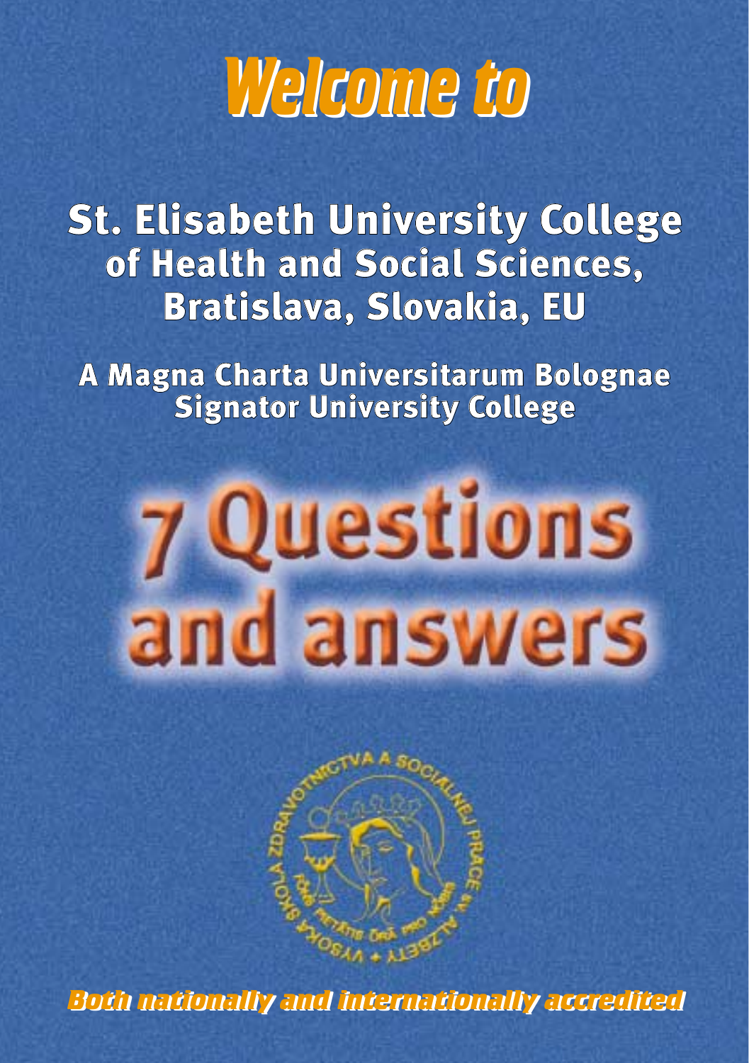# Welcome to

## St. Elisabeth University College of Health and Social Sciences, Bratislava, Slovakia, EU

**A Magna Charta Universitarum Bolognae Signator University College**

# 7 Questions and answers

*Both nationally and internationally accredited*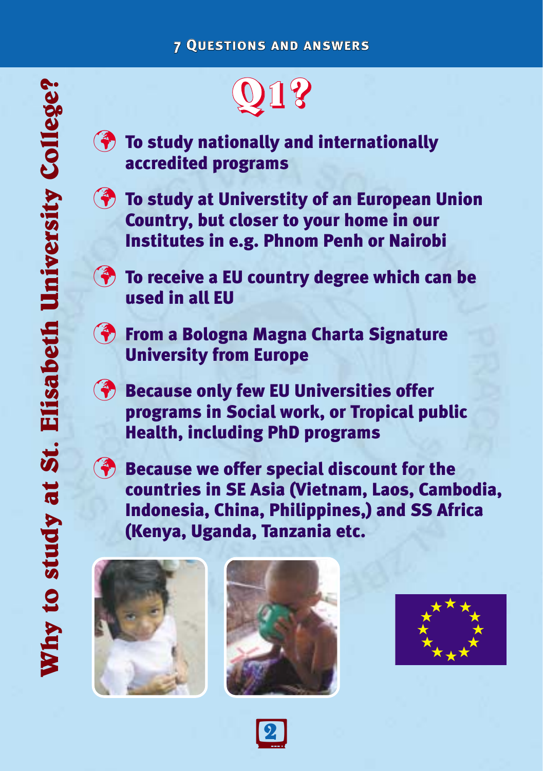# Why to study at St. Elisabeth University College?

## Q1?

- To study nationally and internationally accredited programs
- To study at Universtity of an European Union Country, but closer to your home in our Institutes in e.g. Phnom Penh or Nairobi
- To receive a EU country degree which can be used in all EU
- From a Bologna Magna Charta Signature University from Europe
- Because only few EU Universities offer programs in Social work, or Tropical public Health, including PhD programs
- Because we offer special discount for the countries in SE Asia (Vietnam, Laos, Cambodia, Indonesia, China, Philippines,) and SS Africa (Kenya, Uganda, Tanzania etc.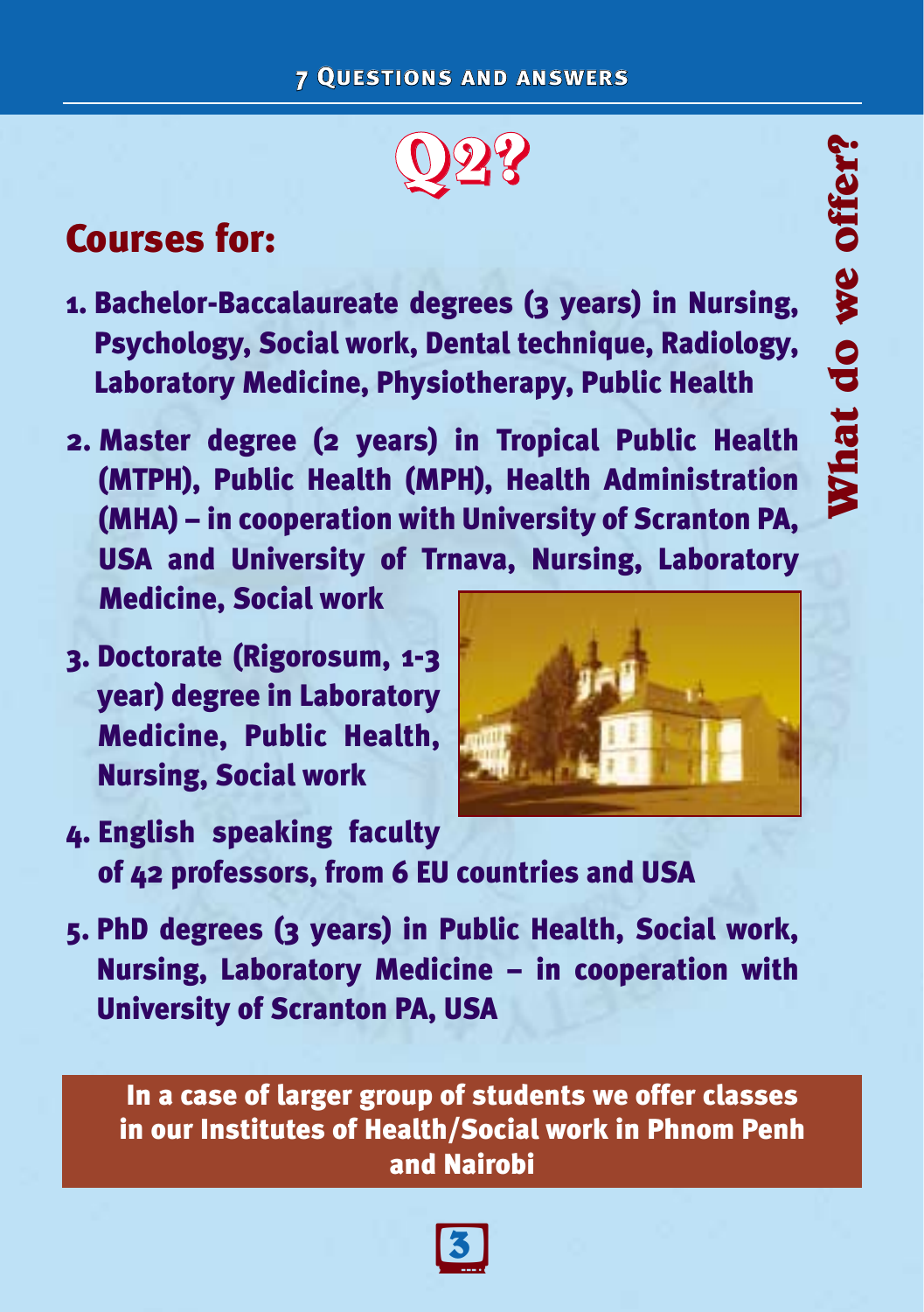# Q2?

## What do we offer?

## Courses for:

1. **Bachelor-Baccalaureate degrees (3 years) in Nursing, Psychology, Social work, Dental technique, Radiology, Laboratory Medicine, Physiotherapy, Public Health**
2. **Master degree (2 years) in Tropical Public Health (MTPH), Public Health (MPH), Health Administration (MHA) – in cooperation with University of Scranton PA, USA and University of Trnava, Nursing, Laboratory Medicine, Social work**
3. **Doctorate (Rigorosum, 1-3 year) degree in Laboratory Medicine, Public Health, Nursing, Social work**
4. **English speaking faculty of 42 professors, from 6 EU countries and USA**
5. **PhD degrees (3 years) in Public Health, Social work, Nursing, Laboratory Medicine – in cooperation with University of Scranton PA, USA**

**In a case of larger group of students we offer classes in our Institutes of Health/Social work in Phnom Penh and Nairobi**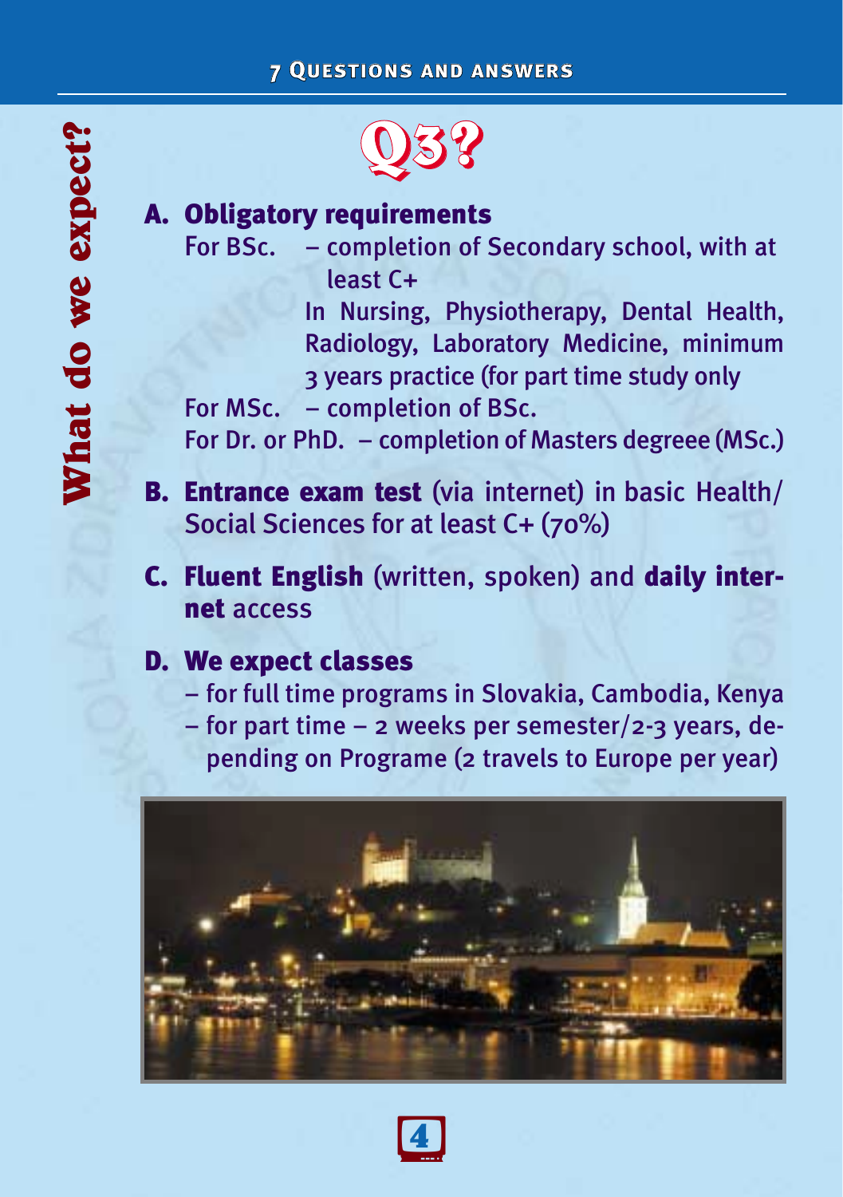# Q3?

## What do we expect?

**A. Obligatory requirements**

For BSc. – completion of Secondary school, with at least C+

In Nursing, Physiotherapy, Dental Health, Radiology, Laboratory Medicine, minimum 3 years practice (for part time study only

For MSc. – completion of BSc.

For Dr. or PhD. – completion of Masters degreee (MSc.)

**B. Entrance exam test** (via internet) in basic Health/ Social Sciences for at least C+ (70%)

**C. Fluent English** (written, spoken) and **daily internet** access

**D. We expect classes**

– for full time programs in Slovakia, Cambodia, Kenya

– for part time – 2 weeks per semester/2-3 years, depending on Programe (2 travels to Europe per year)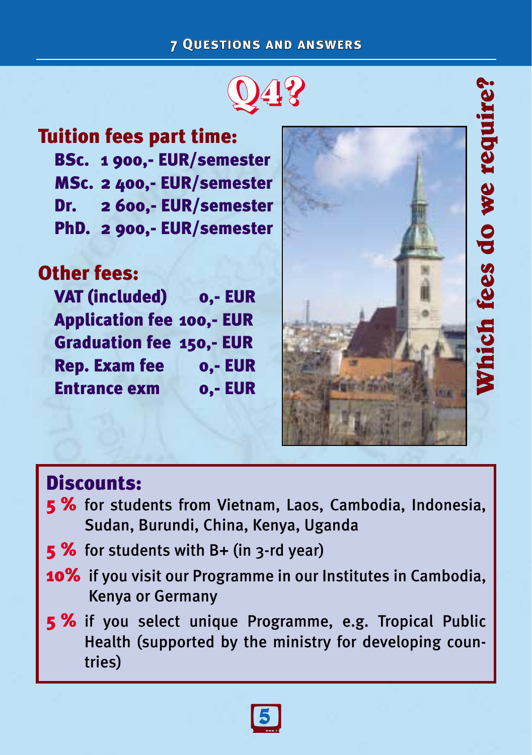# Q4?

## Which fees do we require?

### Tuition fees part time:

| | |
|---|---|
| BSc. | 1 900,- EUR/semester |
| MSc. | 2 400,- EUR/semester |
| Dr. | 2 600,- EUR/semester |
| PhD. | 2 900,- EUR/semester |

### Other fees:

| | |
|---|---|
| VAT (included) | 0,- EUR |
| Application fee | 100,- EUR |
| Graduation fee | 150,- EUR |
| Rep. Exam fee | 0,- EUR |
| Entrance exm | 0,- EUR |

### Discounts:

- **5 %** for students from Vietnam, Laos, Cambodia, Indonesia, Sudan, Burundi, China, Kenya, Uganda
- **5 %** for students with B+ (in 3-rd year)
- **10%** if you visit our Programme in our Institutes in Cambodia, Kenya or Germany
- **5 %** if you select unique Programme, e.g. Tropical Public Health (supported by the ministry for developing countries)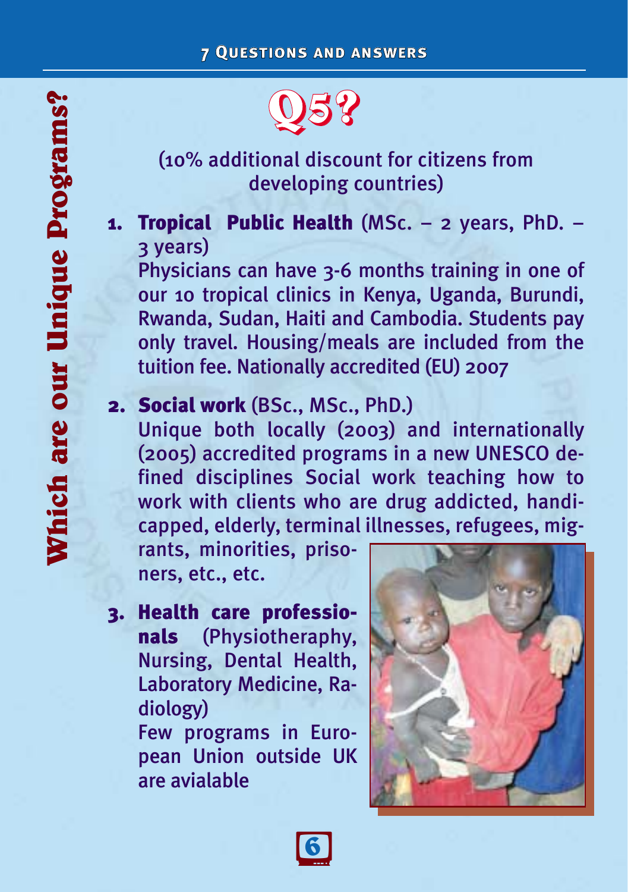# Which are our Unique Programs?

## Q5?

(10% additional discount for citizens from developing countries)

1. **Tropical Public Health** (MSc. – 2 years, PhD. – 3 years)
   Physicians can have 3-6 months training in one of our 10 tropical clinics in Kenya, Uganda, Burundi, Rwanda, Sudan, Haiti and Cambodia. Students pay only travel. Housing/meals are included from the tuition fee. Nationally accredited (EU) 2007

2. **Social work** (BSc., MSc., PhD.)
   Unique both locally (2003) and internationally (2005) accredited programs in a new UNESCO defined disciplines Social work teaching how to work with clients who are drug addicted, handicapped, elderly, terminal illnesses, refugees, migrants, minorities, prisoners, etc., etc.

3. **Health care professionals** (Physiotheraphy, Nursing, Dental Health, Laboratory Medicine, Radiology)
   Few programs in European Union outside UK are avialable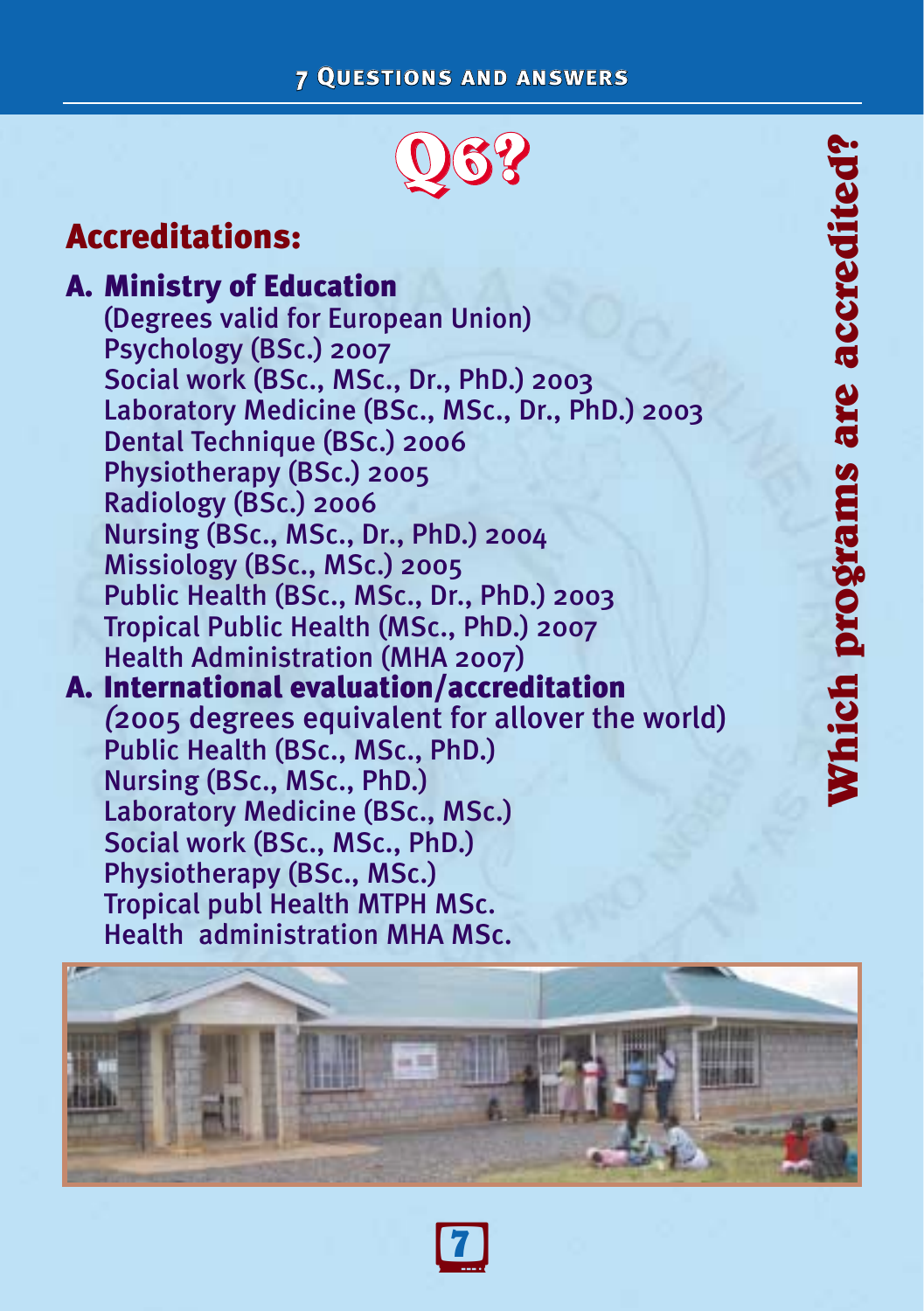# Q6?

## Which programs are accredited?

## Accreditations:

### A. Ministry of Education

(Degrees valid for European Union)
Psychology (BSc.) 2007
Social work (BSc., MSc., Dr., PhD.) 2003
Laboratory Medicine (BSc., MSc., Dr., PhD.) 2003
Dental Technique (BSc.) 2006
Physiotherapy (BSc.) 2005
Radiology (BSc.) 2006
Nursing (BSc., MSc., Dr., PhD.) 2004
Missiology (BSc., MSc.) 2005
Public Health (BSc., MSc., Dr., PhD.) 2003
Tropical Public Health (MSc., PhD.) 2007
Health Administration (MHA 2007)

### A. International evaluation/accreditation

*(*2005 degrees equivalent for allover the world)
Public Health (BSc., MSc., PhD.)
Nursing (BSc., MSc., PhD.)
Laboratory Medicine (BSc., MSc.)
Social work (BSc., MSc., PhD.)
Physiotherapy (BSc., MSc.)
Tropical publ Health MTPH MSc.
Health administration MHA MSc.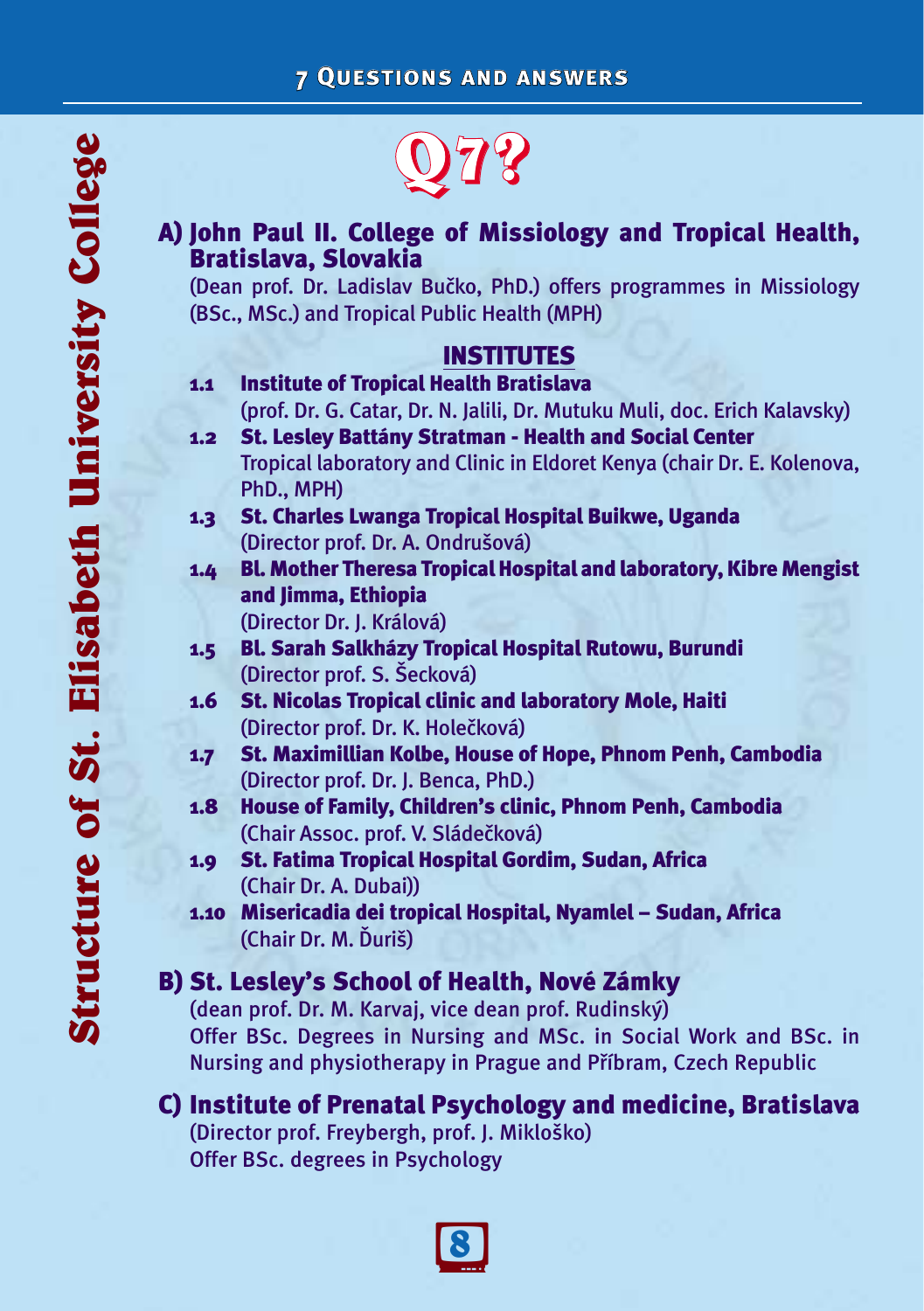# Q7?

## A) John Paul II. College of Missiology and Tropical Health, Bratislava, Slovakia

(Dean prof. Dr. Ladislav Bučko, PhD.) offers programmes in Missiology (BSc., MSc.) and Tropical Public Health (MPH)

### INSTITUTES

- **1.1 Institute of Tropical Health Bratislava**
  (prof. Dr. G. Catar, Dr. N. Jalili, Dr. Mutuku Muli, doc. Erich Kalavsky)
- **1.2 St. Lesley Battány Stratman - Health and Social Center**
  Tropical laboratory and Clinic in Eldoret Kenya (chair Dr. E. Kolenova, PhD., MPH)
- **1.3 St. Charles Lwanga Tropical Hospital Buikwe, Uganda**
  (Director prof. Dr. A. Ondrušová)
- **1.4 Bl. Mother Theresa Tropical Hospital and laboratory, Kibre Mengist and Jimma, Ethiopia**
  (Director Dr. J. Králová)
- **1.5 Bl. Sarah Salkházy Tropical Hospital Rutowu, Burundi**
  (Director prof. S. Šecková)
- **1.6 St. Nicolas Tropical clinic and laboratory Mole, Haiti**
  (Director prof. Dr. K. Holečková)
- **1.7 St. Maximillian Kolbe, House of Hope, Phnom Penh, Cambodia**
  (Director prof. Dr. J. Benca, PhD.)
- **1.8 House of Family, Children's clinic, Phnom Penh, Cambodia**
  (Chair Assoc. prof. V. Sládečková)
- **1.9 St. Fatima Tropical Hospital Gordim, Sudan, Africa**
  (Chair Dr. A. Dubai))
- **1.10 Misericadia dei tropical Hospital, Nyamlel – Sudan, Africa**
  (Chair Dr. M. Ďuriš)

## B) St. Lesley's School of Health, Nové Zámky

(dean prof. Dr. M. Karvaj, vice dean prof. Rudinský)
Offer BSc. Degrees in Nursing and MSc. in Social Work and BSc. in Nursing and physiotherapy in Prague and Příbram, Czech Republic

## C) Institute of Prenatal Psychology and medicine, Bratislava

(Director prof. Freybergh, prof. J. Mikloško)
Offer BSc. degrees in Psychology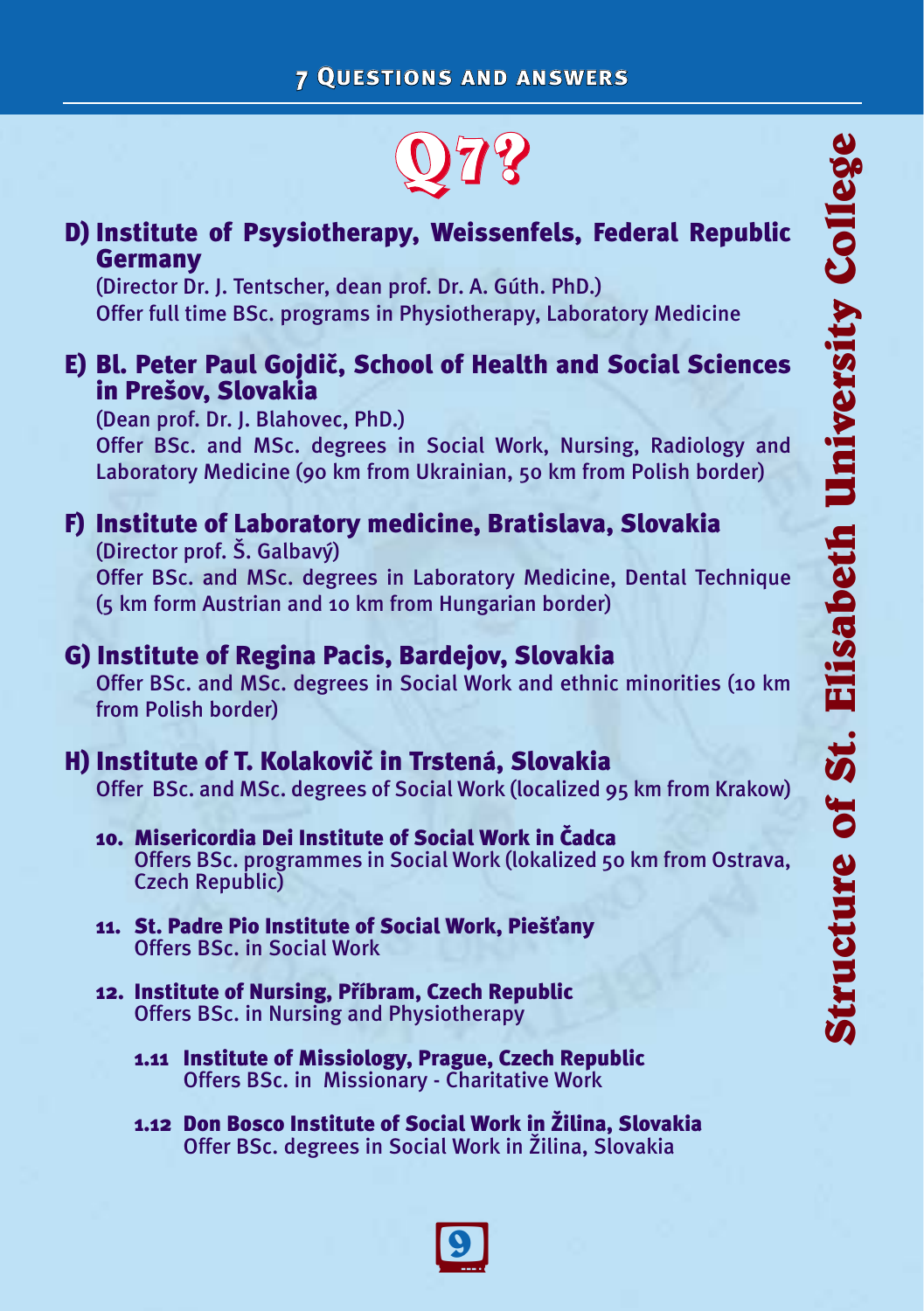## Q7?

### D) Institute of Psysiotherapy, Weissenfels, Federal Republic Germany

(Director Dr. J. Tentscher, dean prof. Dr. A. Gúth. PhD.)
Offer full time BSc. programs in Physiotherapy, Laboratory Medicine

### E) Bl. Peter Paul Gojdič, School of Health and Social Sciences in Prešov, Slovakia

(Dean prof. Dr. J. Blahovec, PhD.)
Offer BSc. and MSc. degrees in Social Work, Nursing, Radiology and Laboratory Medicine (90 km from Ukrainian, 50 km from Polish border)

### F) Institute of Laboratory medicine, Bratislava, Slovakia

(Director prof. Š. Galbavý)
Offer BSc. and MSc. degrees in Laboratory Medicine, Dental Technique (5 km form Austrian and 10 km from Hungarian border)

### G) Institute of Regina Pacis, Bardejov, Slovakia

Offer BSc. and MSc. degrees in Social Work and ethnic minorities (10 km from Polish border)

### H) Institute of T. Kolakovič in Trstená, Slovakia

Offer BSc. and MSc. degrees of Social Work (localized 95 km from Krakow)

10. **Misericordia Dei Institute of Social Work in Čadca**
    Offers BSc. programmes in Social Work (lokalized 50 km from Ostrava, Czech Republic)

11. **St. Padre Pio Institute of Social Work, Piešťany**
    Offers BSc. in Social Work

12. **Institute of Nursing, Příbram, Czech Republic**
    Offers BSc. in Nursing and Physiotherapy

    1.11 **Institute of Missiology, Prague, Czech Republic**
    Offers BSc. in Missionary - Charitative Work

    1.12 **Don Bosco Institute of Social Work in Žilina, Slovakia**
    Offer BSc. degrees in Social Work in Žilina, Slovakia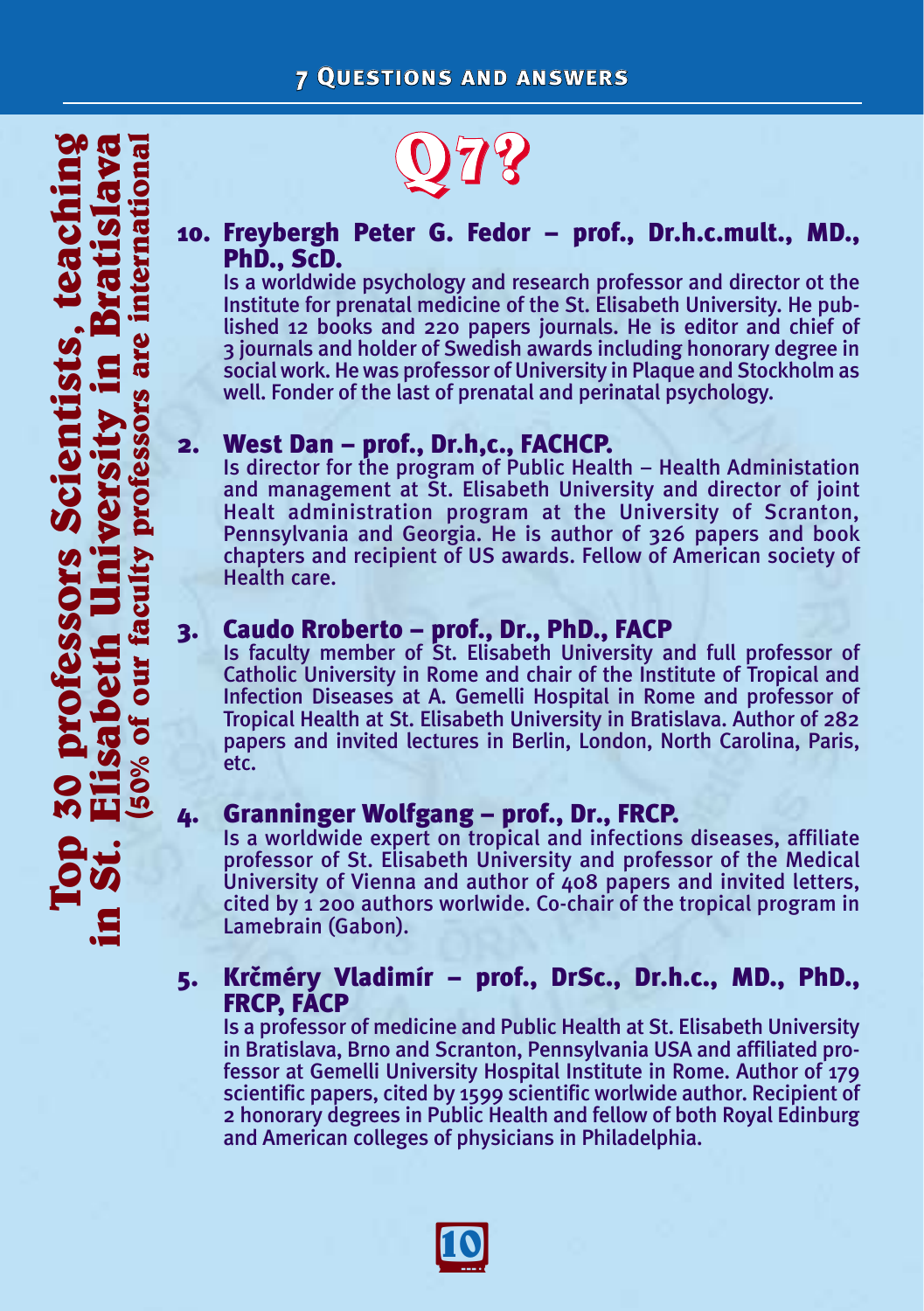# Top 30 professors Scientists, teaching in St. Elisabeth University in Bratislava

(50% of our faculty professors are international)

## Q7?

10. **Freybergh Peter G. Fedor – prof., Dr.h.c.mult., MD., PhD., ScD.**
   Is a worldwide psychology and research professor and director ot the Institute for prenatal medicine of the St. Elisabeth University. He published 12 books and 220 papers journals. He is editor and chief of 3 journals and holder of Swedish awards including honorary degree in social work. He was professor of University in Plaque and Stockholm as well. Fonder of the last of prenatal and perinatal psychology.

2. **West Dan – prof., Dr.h,c., FACHCP.**
   Is director for the program of Public Health – Health Administation and management at St. Elisabeth University and director of joint Healt administration program at the University of Scranton, Pennsylvania and Georgia. He is author of 326 papers and book chapters and recipient of US awards. Fellow of American society of Health care.

3. **Caudo Rroberto – prof., Dr., PhD., FACP**
   Is faculty member of St. Elisabeth University and full professor of Catholic University in Rome and chair of the Institute of Tropical and Infection Diseases at A. Gemelli Hospital in Rome and professor of Tropical Health at St. Elisabeth University in Bratislava. Author of 282 papers and invited lectures in Berlin, London, North Carolina, Paris, etc.

4. **Granninger Wolfgang – prof., Dr., FRCP.**
   Is a worldwide expert on tropical and infections diseases, affiliate professor of St. Elisabeth University and professor of the Medical University of Vienna and author of 408 papers and invited letters, cited by 1 200 authors worlwide. Co-chair of the tropical program in Lamebrain (Gabon).

5. **Krčméry Vladimír – prof., DrSc., Dr.h.c., MD., PhD., FRCP, FACP**
   Is a professor of medicine and Public Health at St. Elisabeth University in Bratislava, Brno and Scranton, Pennsylvania USA and affiliated professor at Gemelli University Hospital Institute in Rome. Author of 179 scientific papers, cited by 1599 scientific worlwide author. Recipient of 2 honorary degrees in Public Health and fellow of both Royal Edinburg and American colleges of physicians in Philadelphia.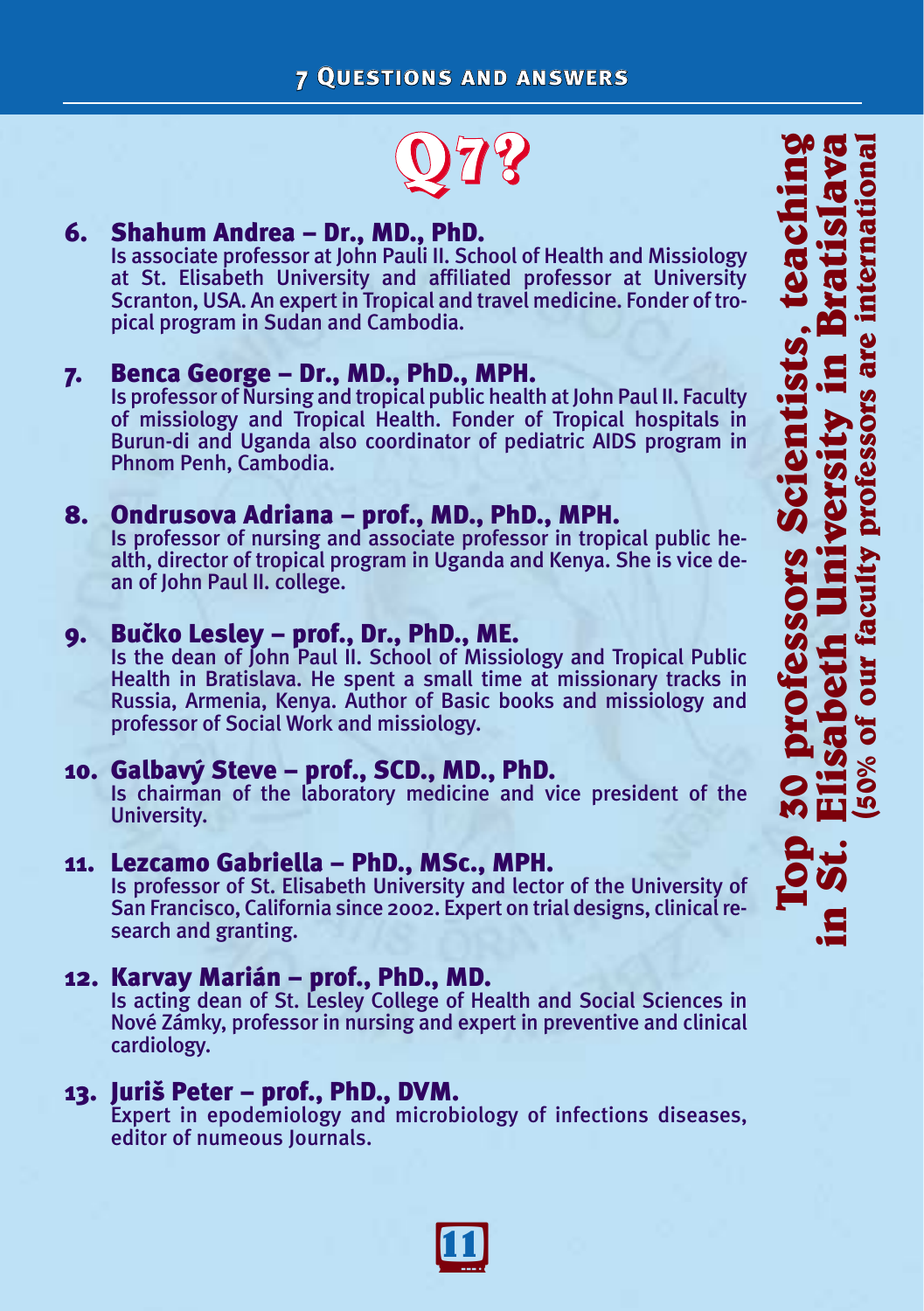## Q7?

6. **Shahum Andrea – Dr., MD., PhD.**
   Is associate professor at John Pauli II. School of Health and Missiology at St. Elisabeth University and affiliated professor at University Scranton, USA. An expert in Tropical and travel medicine. Fonder of tropical program in Sudan and Cambodia.

7. **Benca George – Dr., MD., PhD., MPH.**
   Is professor of Nursing and tropical public health at John Paul II. Faculty of missiology and Tropical Health. Fonder of Tropical hospitals in Burun-di and Uganda also coordinator of pediatric AIDS program in Phnom Penh, Cambodia.

8. **Ondrusova Adriana – prof., MD., PhD., MPH.**
   Is professor of nursing and associate professor in tropical public health, director of tropical program in Uganda and Kenya. She is vice dean of John Paul II. college.

9. **Bučko Lesley – prof., Dr., PhD., ME.**
   Is the dean of John Paul II. School of Missiology and Tropical Public Health in Bratislava. He spent a small time at missionary tracks in Russia, Armenia, Kenya. Author of Basic books and missiology and professor of Social Work and missiology.

10. **Galbavý Steve – prof., SCD., MD., PhD.**
    Is chairman of the laboratory medicine and vice president of the University.

11. **Lezcamo Gabriella – PhD., MSc., MPH.**
    Is professor of St. Elisabeth University and lector of the University of San Francisco, California since 2002. Expert on trial designs, clinical research and granting.

12. **Karvay Marián – prof., PhD., MD.**
    Is acting dean of St. Lesley College of Health and Social Sciences in Nové Zámky, professor in nursing and expert in preventive and clinical cardiology.

13. **Juriš Peter – prof., PhD., DVM.**
    Expert in epodemiology and microbiology of infections diseases, editor of numeous Journals.

**Top 30 professors Scientists, teaching in St. Elisabeth University in Bratislava**
**(50% of our faculty professors are international)**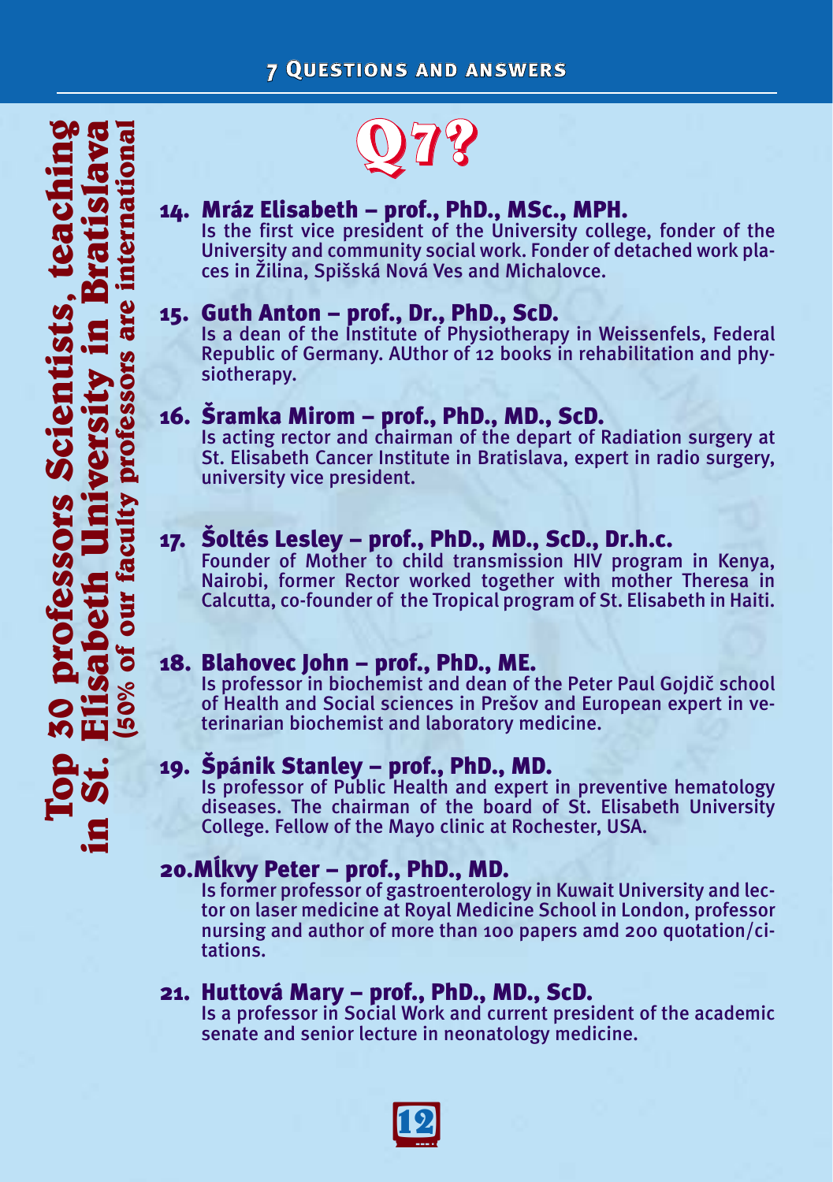## 7 Questions and answers

# Top 30 professors Scientists, teaching in St. Elisabeth University in Bratislava

**(50% of our faculty professors are international)**

# Q7?

### 14. Mráz Elisabeth – prof., PhD., MSc., MPH.

Is the first vice president of the University college, fonder of the University and community social work. Fonder of detached work places in Žilina, Spišská Nová Ves and Michalovce.

### 15. Guth Anton – prof., Dr., PhD., ScD.

Is a dean of the Institute of Physiotherapy in Weissenfels, Federal Republic of Germany. AUthor of 12 books in rehabilitation and physiotherapy.

### 16. Šramka Mirom – prof., PhD., MD., ScD.

Is acting rector and chairman of the depart of Radiation surgery at St. Elisabeth Cancer Institute in Bratislava, expert in radio surgery, university vice president.

### 17. Šoltés Lesley – prof., PhD., MD., ScD., Dr.h.c.

Founder of Mother to child transmission HIV program in Kenya, Nairobi, former Rector worked together with mother Theresa in Calcutta, co-founder of the Tropical program of St. Elisabeth in Haiti.

### 18. Blahovec John – prof., PhD., ME.

Is professor in biochemist and dean of the Peter Paul Gojdič school of Health and Social sciences in Prešov and European expert in veterinarian biochemist and laboratory medicine.

### 19. Špánik Stanley – prof., PhD., MD.

Is professor of Public Health and expert in preventive hematology diseases. The chairman of the board of St. Elisabeth University College. Fellow of the Mayo clinic at Rochester, USA.

### 20. Mĺkvy Peter – prof., PhD., MD.

Is former professor of gastroenterology in Kuwait University and lector on laser medicine at Royal Medicine School in London, professor nursing and author of more than 100 papers amd 200 quotation/citations.

### 21. Huttová Mary – prof., PhD., MD., ScD.

Is a professor in Social Work and current president of the academic senate and senior lecture in neonatology medicine.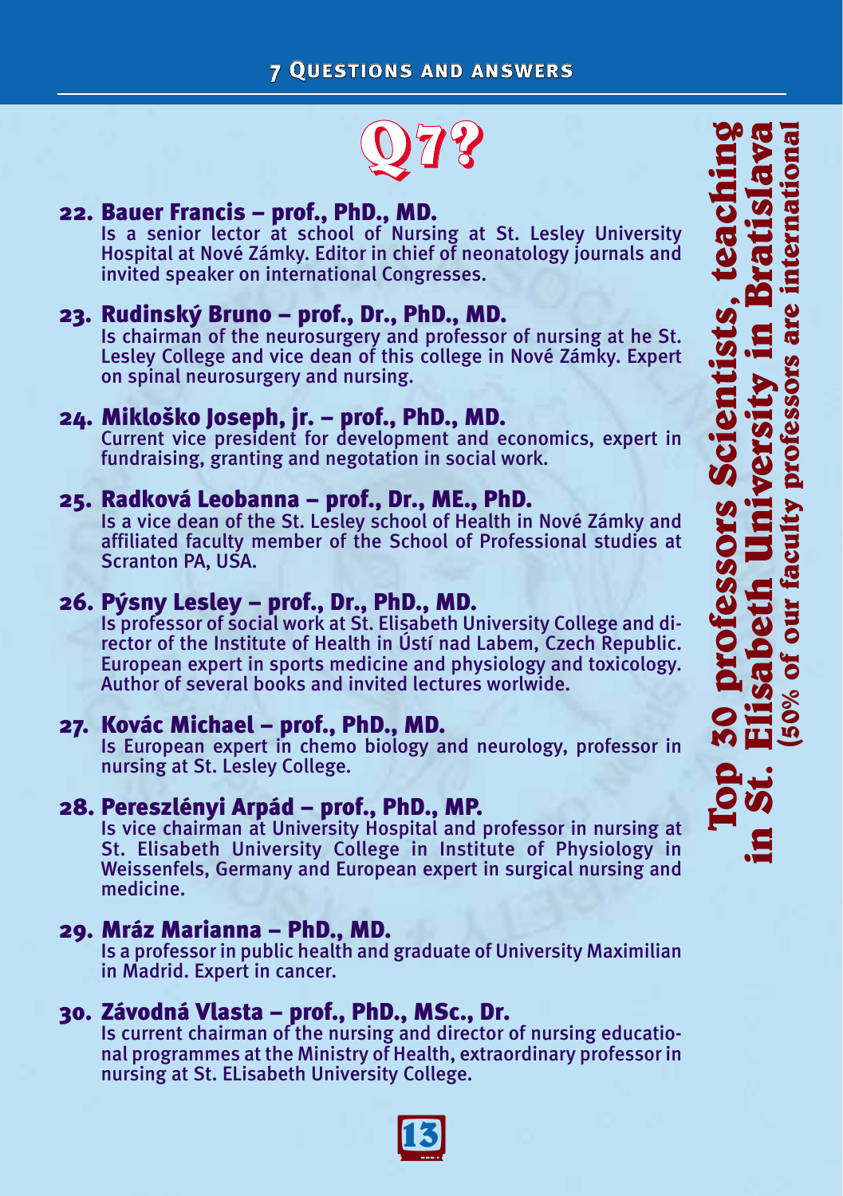# Q7?

**Top 30 professors Scientists, teaching in St. Elisabeth University in Bratislava**
**(50% of our faculty professors are international)**

## 22. Bauer Francis – prof., PhD., MD.

Is a senior lector at school of Nursing at St. Lesley University Hospital at Nové Zámky. Editor in chief of neonatology journals and invited speaker on international Congresses.

## 23. Rudinský Bruno – prof., Dr., PhD., MD.

Is chairman of the neurosurgery and professor of nursing at he St. Lesley College and vice dean of this college in Nové Zámky. Expert on spinal neurosurgery and nursing.

## 24. Mikloško Joseph, jr. – prof., PhD., MD.

Current vice president for development and economics, expert in fundraising, granting and negotation in social work.

## 25. Radková Leobanna – prof., Dr., ME., PhD.

Is a vice dean of the St. Lesley school of Health in Nové Zámky and affiliated faculty member of the School of Professional studies at Scranton PA, USA.

## 26. Pýsny Lesley – prof., Dr., PhD., MD.

Is professor of social work at St. Elisabeth University College and director of the Institute of Health in Ústí nad Labem, Czech Republic. European expert in sports medicine and physiology and toxicology. Author of several books and invited lectures worlwide.

## 27. Kovác Michael – prof., PhD., MD.

Is European expert in chemo biology and neurology, professor in nursing at St. Lesley College.

## 28. Pereszlényi Arpád – prof., PhD., MP.

Is vice chairman at University Hospital and professor in nursing at St. Elisabeth University College in Institute of Physiology in Weissenfels, Germany and European expert in surgical nursing and medicine.

## 29. Mráz Marianna – PhD., MD.

Is a professor in public health and graduate of University Maximilian in Madrid. Expert in cancer.

## 30. Závodná Vlasta – prof., PhD., MSc., Dr.

Is current chairman of the nursing and director of nursing educational programmes at the Ministry of Health, extraordinary professor in nursing at St. ELisabeth University College.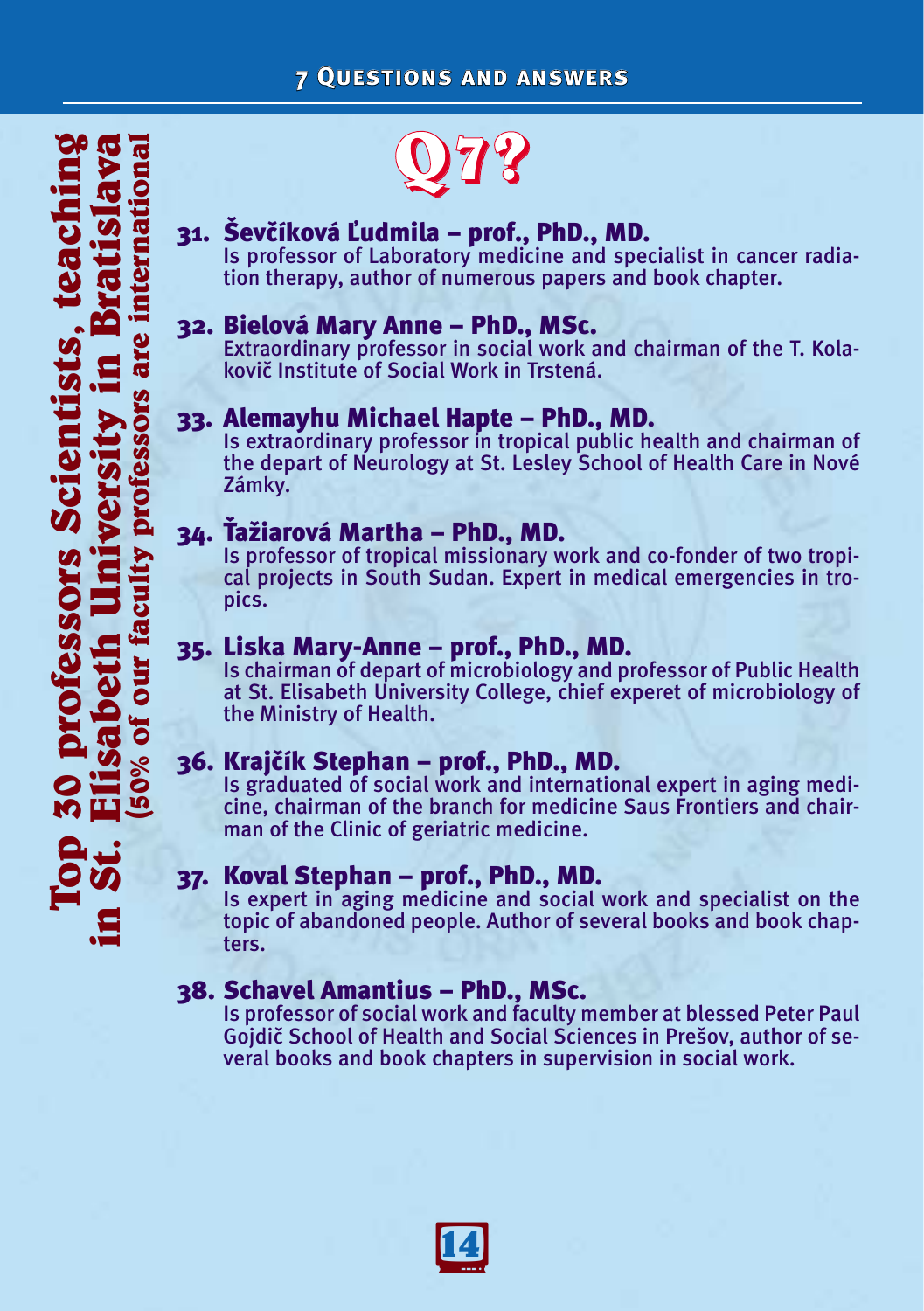# Top 30 professors Scientists, teaching in St. Elisabeth University in Bratislava

**(50% of our faculty professors are international)**

## Q7?

**31. Ševčíková Ľudmila – prof., PhD., MD.**
Is professor of Laboratory medicine and specialist in cancer radiation therapy, author of numerous papers and book chapter.

**32. Bielová Mary Anne – PhD., MSc.**
Extraordinary professor in social work and chairman of the T. Kolakovič Institute of Social Work in Trstená.

**33. Alemayhu Michael Hapte – PhD., MD.**
Is extraordinary professor in tropical public health and chairman of the depart of Neurology at St. Lesley School of Health Care in Nové Zámky.

**34. Ťažiarová Martha – PhD., MD.**
Is professor of tropical missionary work and co-fonder of two tropical projects in South Sudan. Expert in medical emergencies in tropics.

**35. Liska Mary-Anne – prof., PhD., MD.**
Is chairman of depart of microbiology and professor of Public Health at St. Elisabeth University College, chief experet of microbiology of the Ministry of Health.

**36. Krajčík Stephan – prof., PhD., MD.**
Is graduated of social work and international expert in aging medicine, chairman of the branch for medicine Saus Frontiers and chairman of the Clinic of geriatric medicine.

**37. Koval Stephan – prof., PhD., MD.**
Is expert in aging medicine and social work and specialist on the topic of abandoned people. Author of several books and book chapters.

**38. Schavel Amantius – PhD., MSc.**
Is professor of social work and faculty member at blessed Peter Paul Gojdič School of Health and Social Sciences in Prešov, author of several books and book chapters in supervision in social work.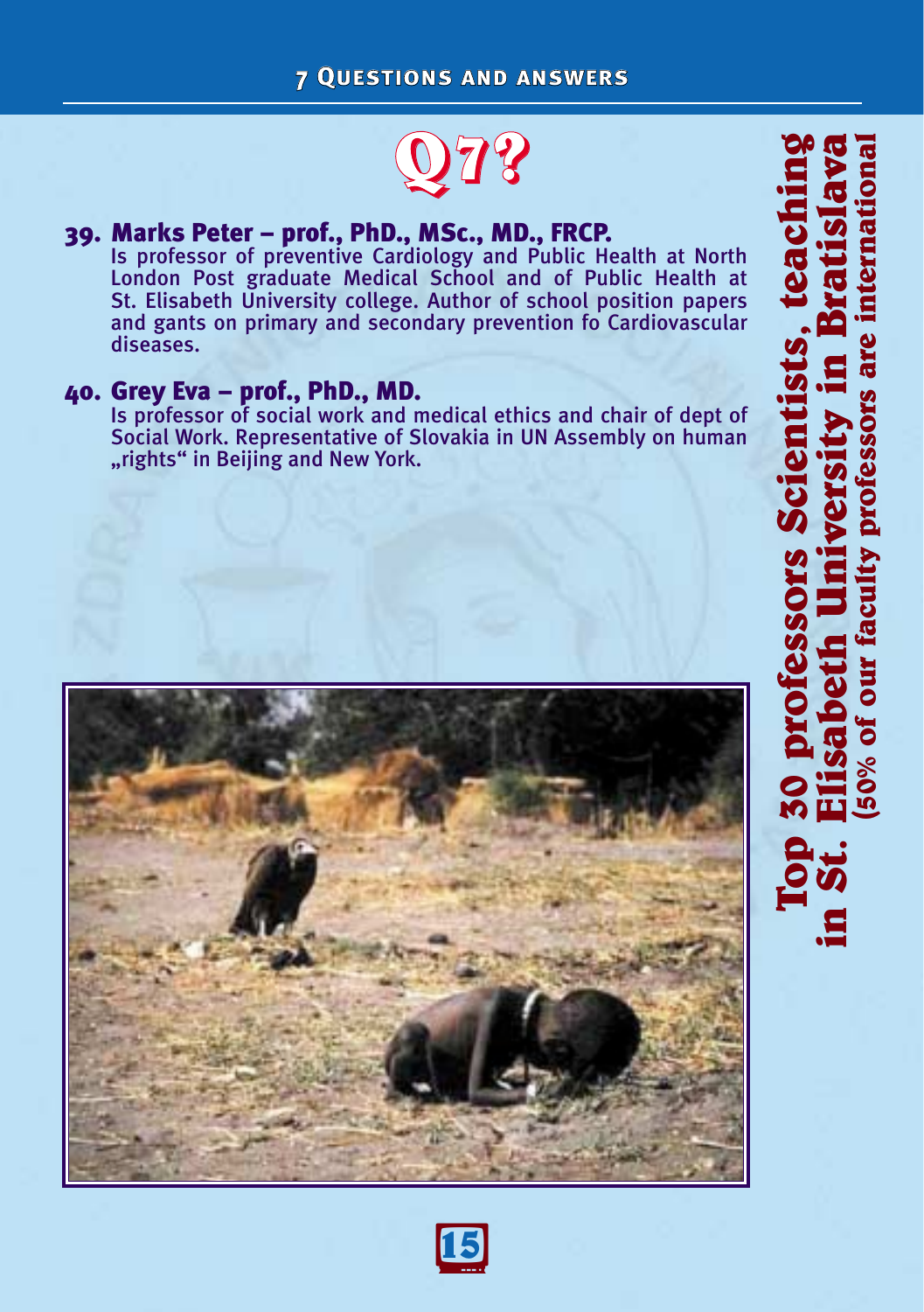## 7 Questions and answers

# Q7?

### 39. Marks Peter – prof., PhD., MSc., MD., FRCP.

Is professor of preventive Cardiology and Public Health at North London Post graduate Medical School and of Public Health at St. Elisabeth University college. Author of school position papers and gants on primary and secondary prevention fo Cardiovascular diseases.

### 40. Grey Eva – prof., PhD., MD.

Is professor of social work and medical ethics and chair of dept of Social Work. Representative of Slovakia in UN Assembly on human „rights" in Beijing and New York.

**Top 30 professors Scientists, teaching in St. Elisabeth University in Bratislava**
**(50% of our faculty professors are international**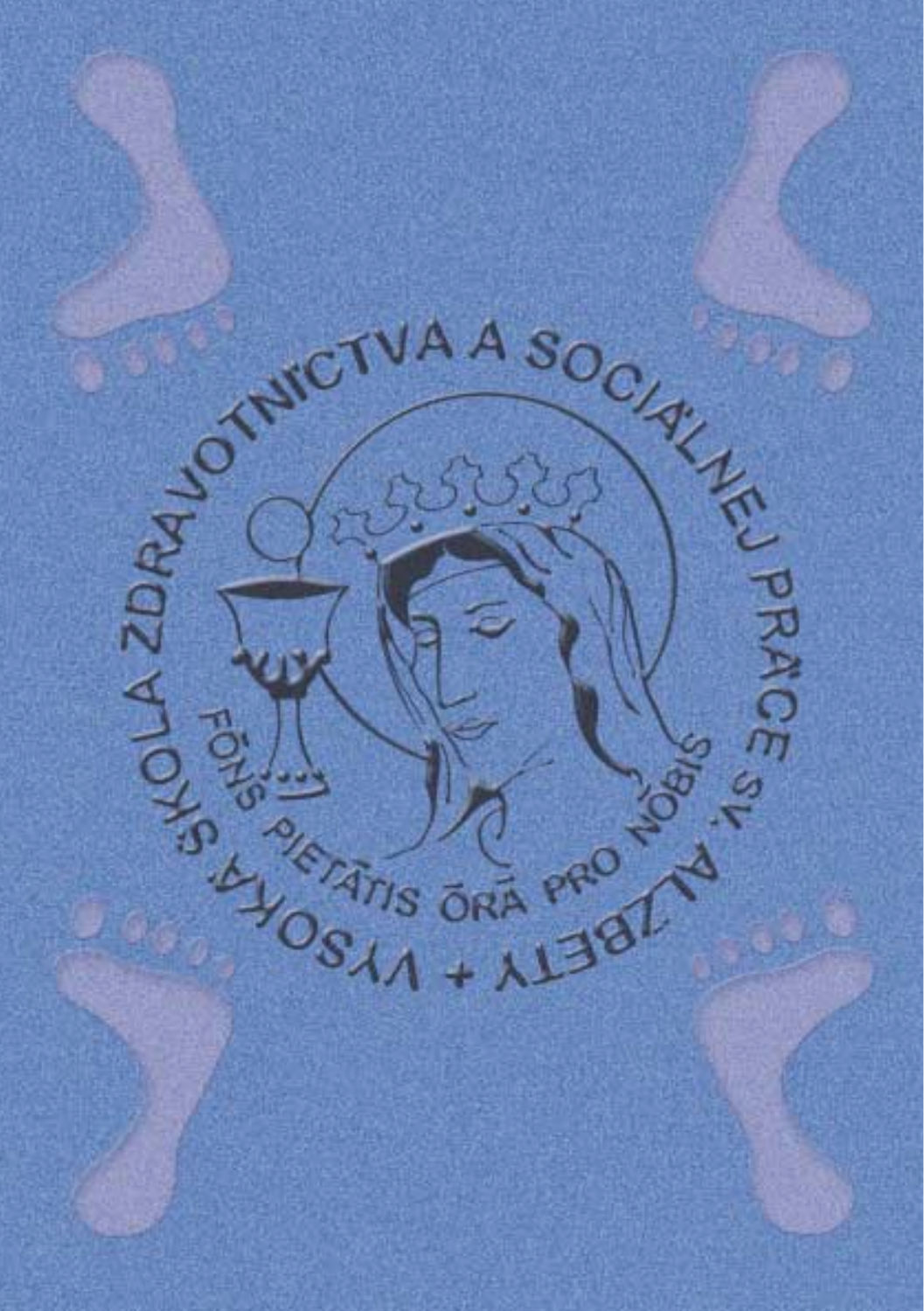VYSOKÁ ŠKOLA ZDRAVOTNÍCTVA A SOCIÁLNEJ PRÁCE SV. ALŽBETY +

FŌNS PIETĀTIS ŌRĀ PRO NŌBIS